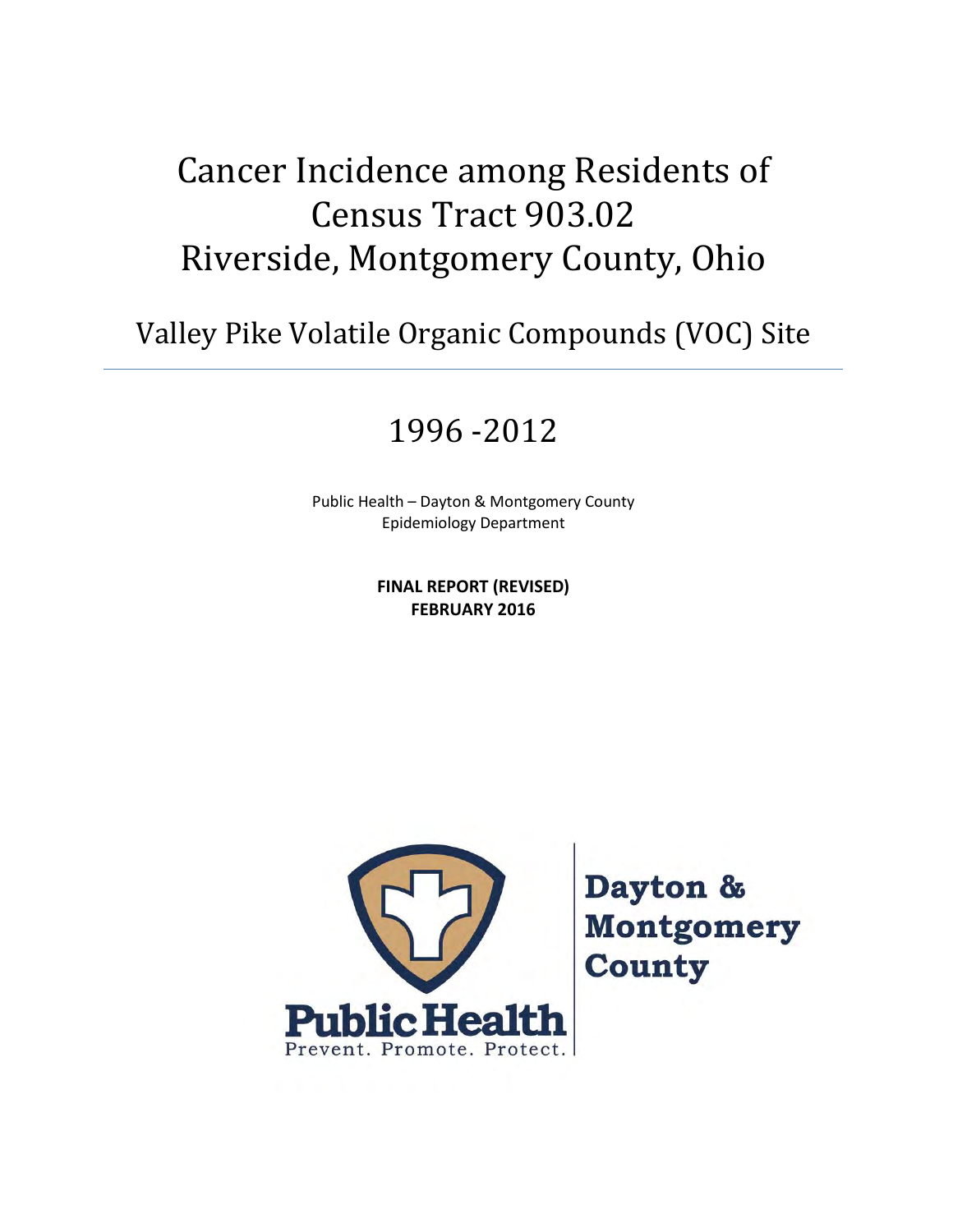# Cancer Incidence among Residents of Census Tract 903.02 Riverside, Montgomery County, Ohio

## Valley Pike Volatile Organic Compounds (VOC) Site

## 1996 -2012

Public Health – Dayton & Montgomery County
Epidemiology Department

**FINAL REPORT (REVISED)**
**FEBRUARY 2016**

Public Health
Prevent. Promote. Protect.

Dayton & Montgomery County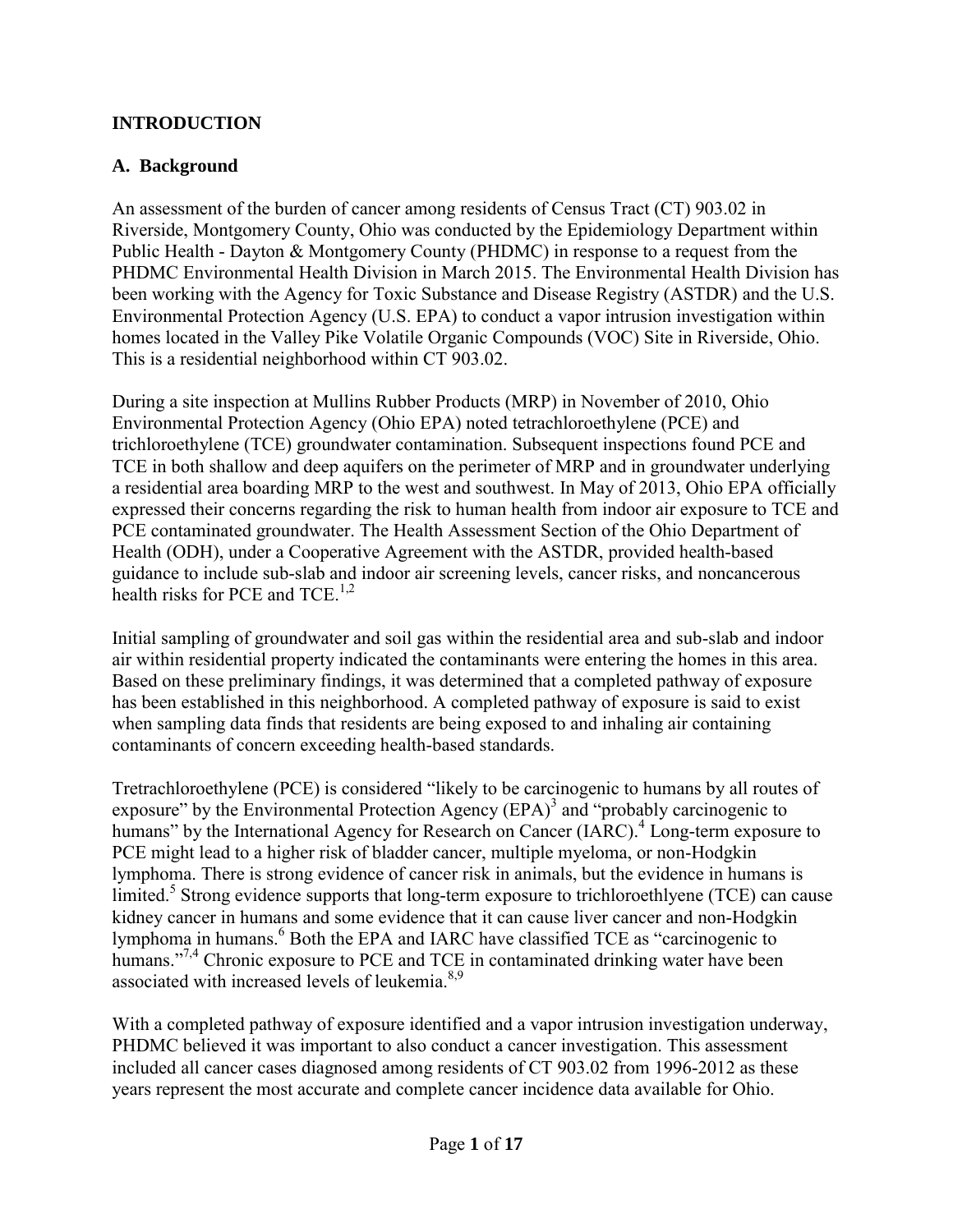## INTRODUCTION

### A. Background

An assessment of the burden of cancer among residents of Census Tract (CT) 903.02 in Riverside, Montgomery County, Ohio was conducted by the Epidemiology Department within Public Health - Dayton & Montgomery County (PHDMC) in response to a request from the PHDMC Environmental Health Division in March 2015. The Environmental Health Division has been working with the Agency for Toxic Substance and Disease Registry (ASTDR) and the U.S. Environmental Protection Agency (U.S. EPA) to conduct a vapor intrusion investigation within homes located in the Valley Pike Volatile Organic Compounds (VOC) Site in Riverside, Ohio. This is a residential neighborhood within CT 903.02.

During a site inspection at Mullins Rubber Products (MRP) in November of 2010, Ohio Environmental Protection Agency (Ohio EPA) noted tetrachloroethylene (PCE) and trichloroethylene (TCE) groundwater contamination. Subsequent inspections found PCE and TCE in both shallow and deep aquifers on the perimeter of MRP and in groundwater underlying a residential area boarding MRP to the west and southwest. In May of 2013, Ohio EPA officially expressed their concerns regarding the risk to human health from indoor air exposure to TCE and PCE contaminated groundwater. The Health Assessment Section of the Ohio Department of Health (ODH), under a Cooperative Agreement with the ASTDR, provided health-based guidance to include sub-slab and indoor air screening levels, cancer risks, and noncancerous health risks for PCE and TCE.[1,2]

Initial sampling of groundwater and soil gas within the residential area and sub-slab and indoor air within residential property indicated the contaminants were entering the homes in this area. Based on these preliminary findings, it was determined that a completed pathway of exposure has been established in this neighborhood. A completed pathway of exposure is said to exist when sampling data finds that residents are being exposed to and inhaling air containing contaminants of concern exceeding health-based standards.

Tretrachloroethylene (PCE) is considered "likely to be carcinogenic to humans by all routes of exposure" by the Environmental Protection Agency (EPA)[3] and "probably carcinogenic to humans" by the International Agency for Research on Cancer (IARC).[4] Long-term exposure to PCE might lead to a higher risk of bladder cancer, multiple myeloma, or non-Hodgkin lymphoma. There is strong evidence of cancer risk in animals, but the evidence in humans is limited.[5] Strong evidence supports that long-term exposure to trichloroethlyene (TCE) can cause kidney cancer in humans and some evidence that it can cause liver cancer and non-Hodgkin lymphoma in humans.[6] Both the EPA and IARC have classified TCE as "carcinogenic to humans."[7,4] Chronic exposure to PCE and TCE in contaminated drinking water have been associated with increased levels of leukemia.[8,9]

With a completed pathway of exposure identified and a vapor intrusion investigation underway, PHDMC believed it was important to also conduct a cancer investigation. This assessment included all cancer cases diagnosed among residents of CT 903.02 from 1996-2012 as these years represent the most accurate and complete cancer incidence data available for Ohio.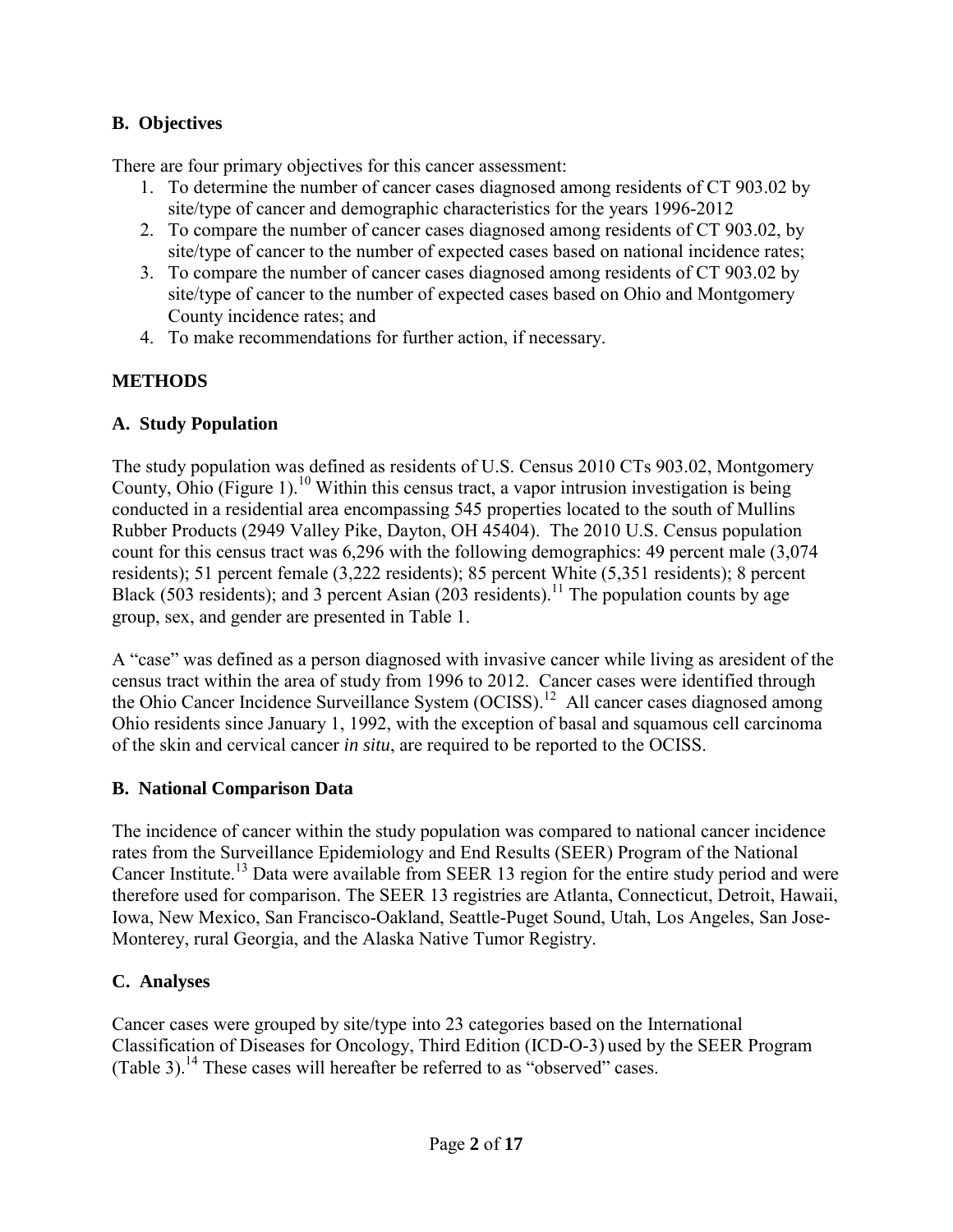### B. Objectives

There are four primary objectives for this cancer assessment:

1. To determine the number of cancer cases diagnosed among residents of CT 903.02 by site/type of cancer and demographic characteristics for the years 1996-2012
2. To compare the number of cancer cases diagnosed among residents of CT 903.02, by site/type of cancer to the number of expected cases based on national incidence rates;
3. To compare the number of cancer cases diagnosed among residents of CT 903.02 by site/type of cancer to the number of expected cases based on Ohio and Montgomery County incidence rates; and
4. To make recommendations for further action, if necessary.

## METHODS

### A. Study Population

The study population was defined as residents of U.S. Census 2010 CTs 903.02, Montgomery County, Ohio (Figure 1).[10] Within this census tract, a vapor intrusion investigation is being conducted in a residential area encompassing 545 properties located to the south of Mullins Rubber Products (2949 Valley Pike, Dayton, OH 45404). The 2010 U.S. Census population count for this census tract was 6,296 with the following demographics: 49 percent male (3,074 residents); 51 percent female (3,222 residents); 85 percent White (5,351 residents); 8 percent Black (503 residents); and 3 percent Asian (203 residents).[11] The population counts by age group, sex, and gender are presented in Table 1.

A "case" was defined as a person diagnosed with invasive cancer while living as aresident of the census tract within the area of study from 1996 to 2012. Cancer cases were identified through the Ohio Cancer Incidence Surveillance System (OCISS).[12] All cancer cases diagnosed among Ohio residents since January 1, 1992, with the exception of basal and squamous cell carcinoma of the skin and cervical cancer *in situ*, are required to be reported to the OCISS.

### B. National Comparison Data

The incidence of cancer within the study population was compared to national cancer incidence rates from the Surveillance Epidemiology and End Results (SEER) Program of the National Cancer Institute.[13] Data were available from SEER 13 region for the entire study period and were therefore used for comparison. The SEER 13 registries are Atlanta, Connecticut, Detroit, Hawaii, Iowa, New Mexico, San Francisco-Oakland, Seattle-Puget Sound, Utah, Los Angeles, San Jose-Monterey, rural Georgia, and the Alaska Native Tumor Registry.

### C. Analyses

Cancer cases were grouped by site/type into 23 categories based on the International Classification of Diseases for Oncology, Third Edition (ICD-O-3) used by the SEER Program (Table 3).[14] These cases will hereafter be referred to as "observed" cases.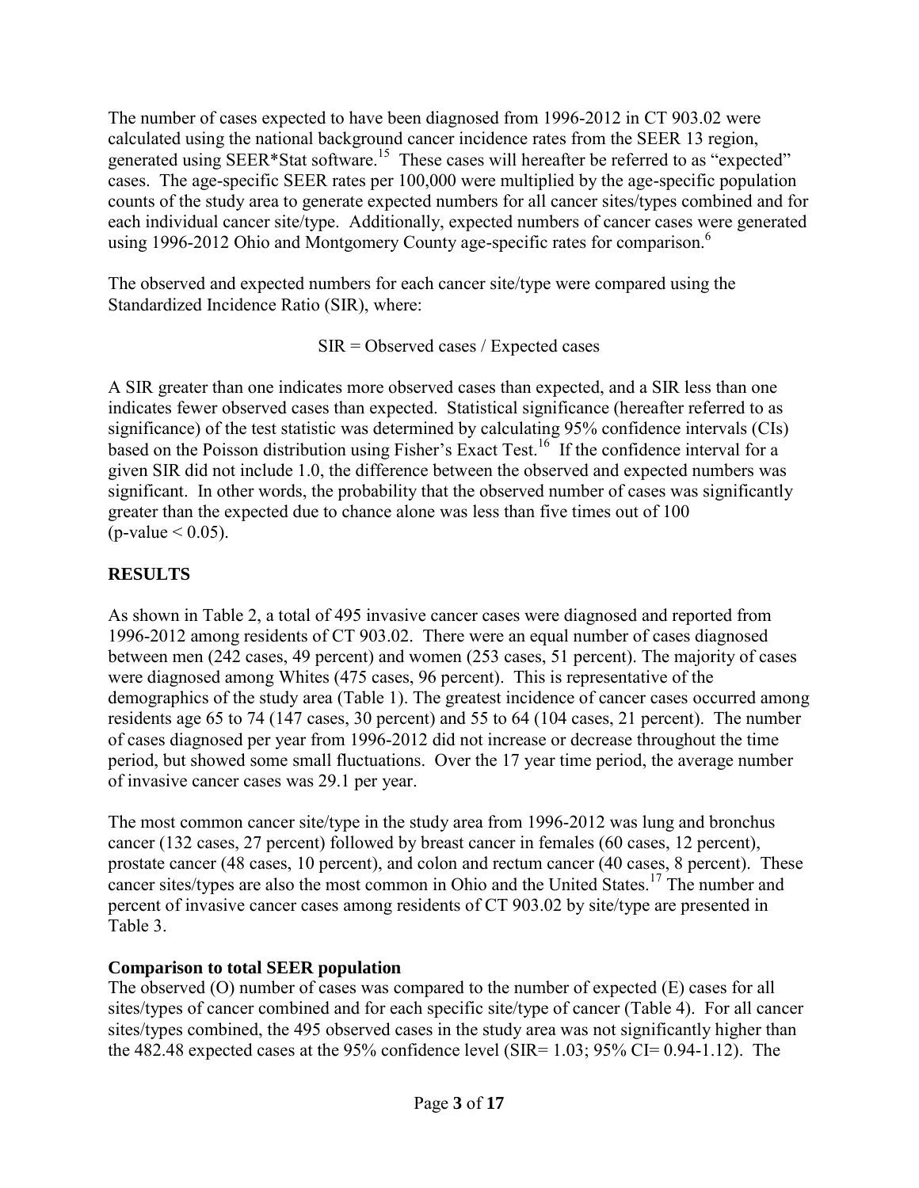The number of cases expected to have been diagnosed from 1996-2012 in CT 903.02 were calculated using the national background cancer incidence rates from the SEER 13 region, generated using SEER*Stat software.[15] These cases will hereafter be referred to as "expected" cases. The age-specific SEER rates per 100,000 were multiplied by the age-specific population counts of the study area to generate expected numbers for all cancer sites/types combined and for each individual cancer site/type. Additionally, expected numbers of cancer cases were generated using 1996-2012 Ohio and Montgomery County age-specific rates for comparison.[6]

The observed and expected numbers for each cancer site/type were compared using the Standardized Incidence Ratio (SIR), where:

$$SIR = \text{Observed cases} / \text{Expected cases}$$

A SIR greater than one indicates more observed cases than expected, and a SIR less than one indicates fewer observed cases than expected. Statistical significance (hereafter referred to as significance) of the test statistic was determined by calculating 95% confidence intervals (CIs) based on the Poisson distribution using Fisher's Exact Test.[16] If the confidence interval for a given SIR did not include 1.0, the difference between the observed and expected numbers was significant. In other words, the probability that the observed number of cases was significantly greater than the expected due to chance alone was less than five times out of 100 (p-value $< 0.05$).

## RESULTS

As shown in Table 2, a total of 495 invasive cancer cases were diagnosed and reported from 1996-2012 among residents of CT 903.02. There were an equal number of cases diagnosed between men (242 cases, 49 percent) and women (253 cases, 51 percent). The majority of cases were diagnosed among Whites (475 cases, 96 percent). This is representative of the demographics of the study area (Table 1). The greatest incidence of cancer cases occurred among residents age 65 to 74 (147 cases, 30 percent) and 55 to 64 (104 cases, 21 percent). The number of cases diagnosed per year from 1996-2012 did not increase or decrease throughout the time period, but showed some small fluctuations. Over the 17 year time period, the average number of invasive cancer cases was 29.1 per year.

The most common cancer site/type in the study area from 1996-2012 was lung and bronchus cancer (132 cases, 27 percent) followed by breast cancer in females (60 cases, 12 percent), prostate cancer (48 cases, 10 percent), and colon and rectum cancer (40 cases, 8 percent). These cancer sites/types are also the most common in Ohio and the United States.[17] The number and percent of invasive cancer cases among residents of CT 903.02 by site/type are presented in Table 3.

### Comparison to total SEER population

The observed (O) number of cases was compared to the number of expected (E) cases for all sites/types of cancer combined and for each specific site/type of cancer (Table 4). For all cancer sites/types combined, the 495 observed cases in the study area was not significantly higher than the 482.48 expected cases at the 95% confidence level (SIR= 1.03; 95% CI= 0.94-1.12). The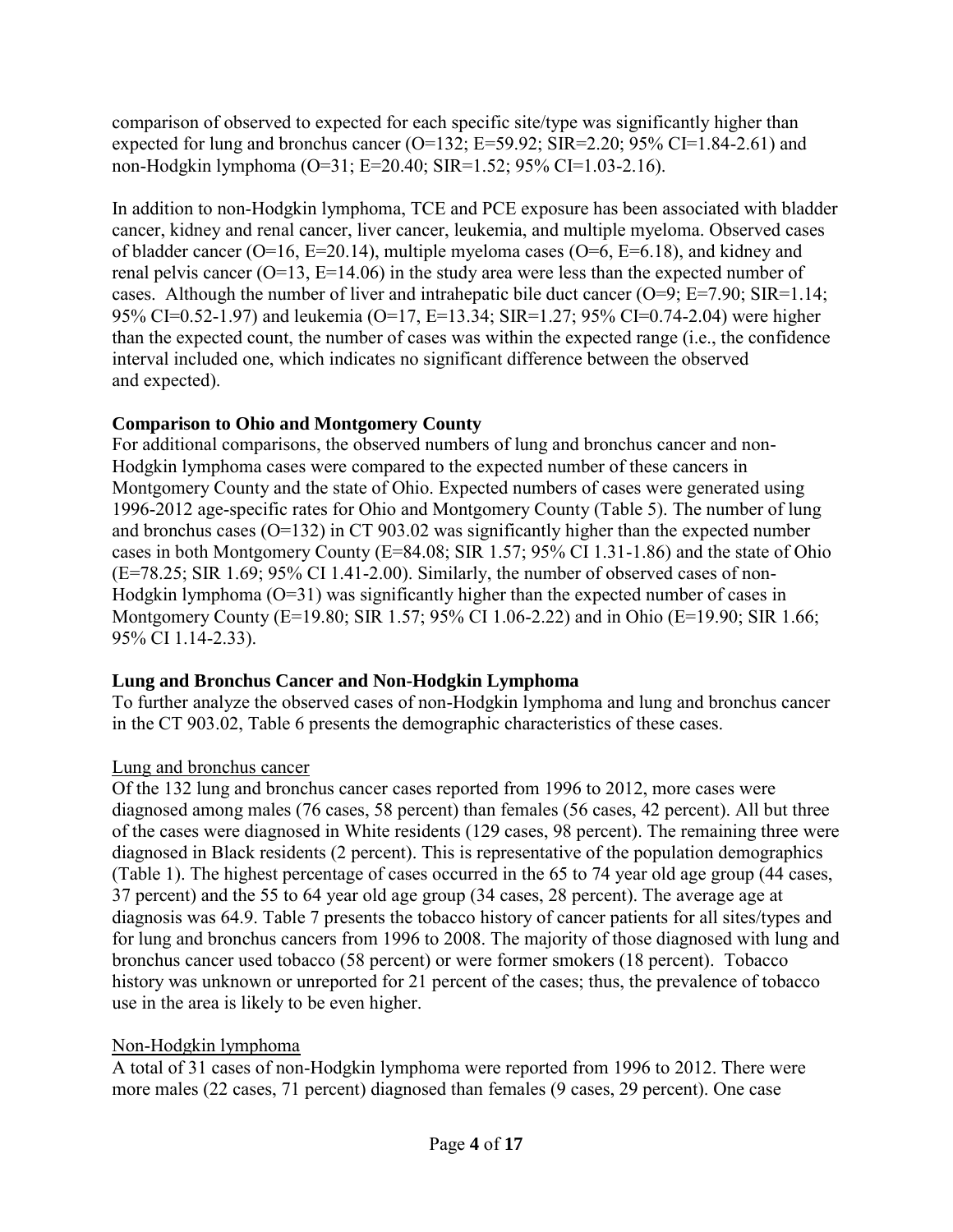comparison of observed to expected for each specific site/type was significantly higher than expected for lung and bronchus cancer (O=132; E=59.92; SIR=2.20; 95% CI=1.84-2.61) and non-Hodgkin lymphoma (O=31; E=20.40; SIR=1.52; 95% CI=1.03-2.16).

In addition to non-Hodgkin lymphoma, TCE and PCE exposure has been associated with bladder cancer, kidney and renal cancer, liver cancer, leukemia, and multiple myeloma. Observed cases of bladder cancer (O=16, E=20.14), multiple myeloma cases (O=6, E=6.18), and kidney and renal pelvis cancer (O=13, E=14.06) in the study area were less than the expected number of cases. Although the number of liver and intrahepatic bile duct cancer (O=9; E=7.90; SIR=1.14; 95% CI=0.52-1.97) and leukemia (O=17, E=13.34; SIR=1.27; 95% CI=0.74-2.04) were higher than the expected count, the number of cases was within the expected range (i.e., the confidence interval included one, which indicates no significant difference between the observed and expected).

**Comparison to Ohio and Montgomery County**

For additional comparisons, the observed numbers of lung and bronchus cancer and non-Hodgkin lymphoma cases were compared to the expected number of these cancers in Montgomery County and the state of Ohio. Expected numbers of cases were generated using 1996-2012 age-specific rates for Ohio and Montgomery County (Table 5). The number of lung and bronchus cases (O=132) in CT 903.02 was significantly higher than the expected number cases in both Montgomery County (E=84.08; SIR 1.57; 95% CI 1.31-1.86) and the state of Ohio (E=78.25; SIR 1.69; 95% CI 1.41-2.00). Similarly, the number of observed cases of non-Hodgkin lymphoma (O=31) was significantly higher than the expected number of cases in Montgomery County (E=19.80; SIR 1.57; 95% CI 1.06-2.22) and in Ohio (E=19.90; SIR 1.66; 95% CI 1.14-2.33).

**Lung and Bronchus Cancer and Non-Hodgkin Lymphoma**

To further analyze the observed cases of non-Hodgkin lymphoma and lung and bronchus cancer in the CT 903.02, Table 6 presents the demographic characteristics of these cases.

Lung and bronchus cancer

Of the 132 lung and bronchus cancer cases reported from 1996 to 2012, more cases were diagnosed among males (76 cases, 58 percent) than females (56 cases, 42 percent). All but three of the cases were diagnosed in White residents (129 cases, 98 percent). The remaining three were diagnosed in Black residents (2 percent). This is representative of the population demographics (Table 1). The highest percentage of cases occurred in the 65 to 74 year old age group (44 cases, 37 percent) and the 55 to 64 year old age group (34 cases, 28 percent). The average age at diagnosis was 64.9. Table 7 presents the tobacco history of cancer patients for all sites/types and for lung and bronchus cancers from 1996 to 2008. The majority of those diagnosed with lung and bronchus cancer used tobacco (58 percent) or were former smokers (18 percent). Tobacco history was unknown or unreported for 21 percent of the cases; thus, the prevalence of tobacco use in the area is likely to be even higher.

Non-Hodgkin lymphoma

A total of 31 cases of non-Hodgkin lymphoma were reported from 1996 to 2012. There were more males (22 cases, 71 percent) diagnosed than females (9 cases, 29 percent). One case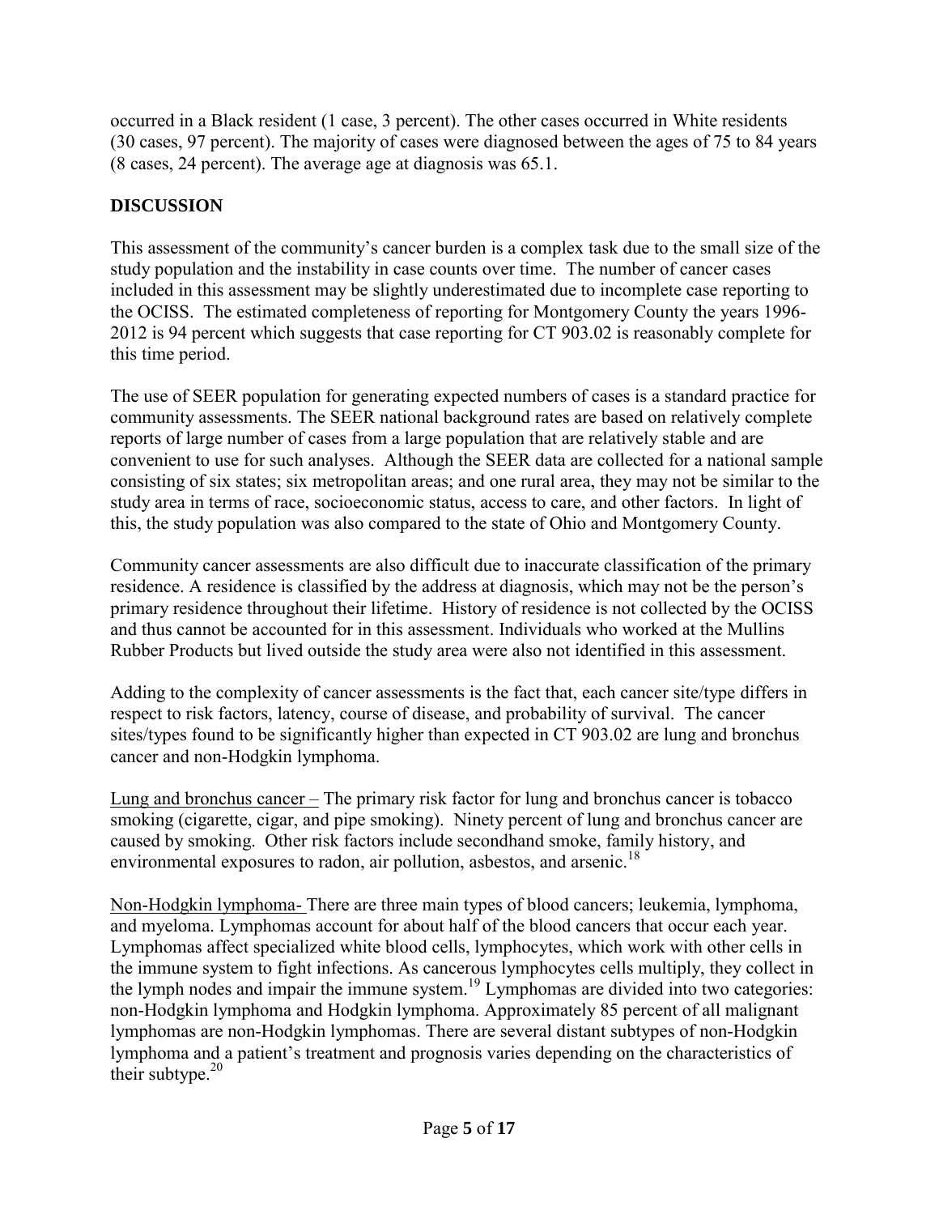occurred in a Black resident (1 case, 3 percent). The other cases occurred in White residents (30 cases, 97 percent). The majority of cases were diagnosed between the ages of 75 to 84 years (8 cases, 24 percent). The average age at diagnosis was 65.1.

## DISCUSSION

This assessment of the community's cancer burden is a complex task due to the small size of the study population and the instability in case counts over time. The number of cancer cases included in this assessment may be slightly underestimated due to incomplete case reporting to the OCISS. The estimated completeness of reporting for Montgomery County the years 1996-2012 is 94 percent which suggests that case reporting for CT 903.02 is reasonably complete for this time period.

The use of SEER population for generating expected numbers of cases is a standard practice for community assessments. The SEER national background rates are based on relatively complete reports of large number of cases from a large population that are relatively stable and are convenient to use for such analyses. Although the SEER data are collected for a national sample consisting of six states; six metropolitan areas; and one rural area, they may not be similar to the study area in terms of race, socioeconomic status, access to care, and other factors. In light of this, the study population was also compared to the state of Ohio and Montgomery County.

Community cancer assessments are also difficult due to inaccurate classification of the primary residence. A residence is classified by the address at diagnosis, which may not be the person's primary residence throughout their lifetime. History of residence is not collected by the OCISS and thus cannot be accounted for in this assessment. Individuals who worked at the Mullins Rubber Products but lived outside the study area were also not identified in this assessment.

Adding to the complexity of cancer assessments is the fact that, each cancer site/type differs in respect to risk factors, latency, course of disease, and probability of survival. The cancer sites/types found to be significantly higher than expected in CT 903.02 are lung and bronchus cancer and non-Hodgkin lymphoma.

Lung and bronchus cancer – The primary risk factor for lung and bronchus cancer is tobacco smoking (cigarette, cigar, and pipe smoking). Ninety percent of lung and bronchus cancer are caused by smoking. Other risk factors include secondhand smoke, family history, and environmental exposures to radon, air pollution, asbestos, and arsenic.[18]

Non-Hodgkin lymphoma- There are three main types of blood cancers; leukemia, lymphoma, and myeloma. Lymphomas account for about half of the blood cancers that occur each year. Lymphomas affect specialized white blood cells, lymphocytes, which work with other cells in the immune system to fight infections. As cancerous lymphocytes cells multiply, they collect in the lymph nodes and impair the immune system.[19] Lymphomas are divided into two categories: non-Hodgkin lymphoma and Hodgkin lymphoma. Approximately 85 percent of all malignant lymphomas are non-Hodgkin lymphomas. There are several distant subtypes of non-Hodgkin lymphoma and a patient's treatment and prognosis varies depending on the characteristics of their subtype.[20]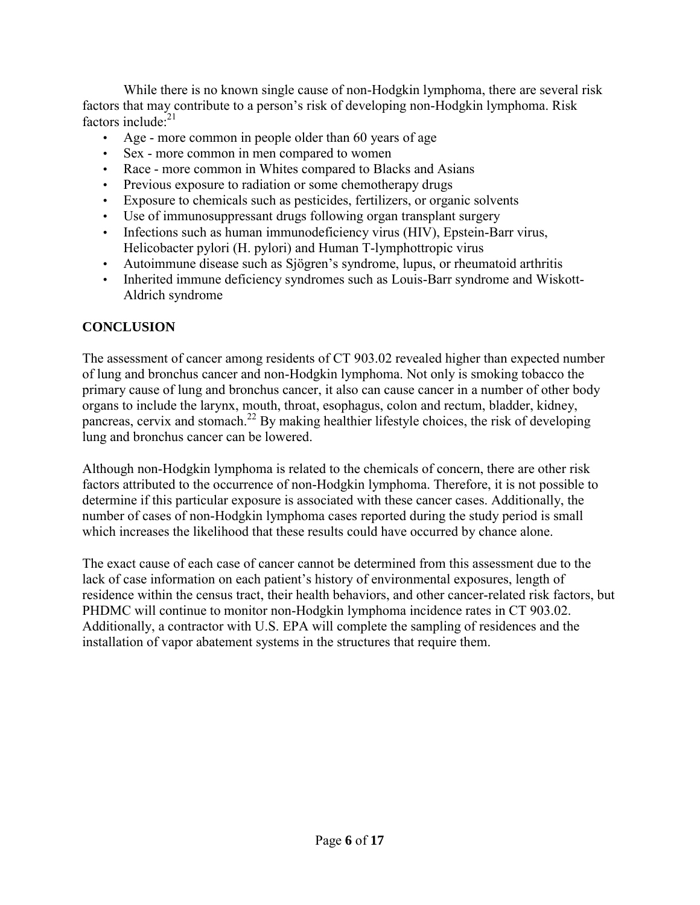While there is no known single cause of non-Hodgkin lymphoma, there are several risk factors that may contribute to a person's risk of developing non-Hodgkin lymphoma. Risk factors include:[21]

- Age - more common in people older than 60 years of age
- Sex - more common in men compared to women
- Race - more common in Whites compared to Blacks and Asians
- Previous exposure to radiation or some chemotherapy drugs
- Exposure to chemicals such as pesticides, fertilizers, or organic solvents
- Use of immunosuppressant drugs following organ transplant surgery
- Infections such as human immunodeficiency virus (HIV), Epstein-Barr virus, Helicobacter pylori (H. pylori) and Human T-lymphottropic virus
- Autoimmune disease such as Sjögren's syndrome, lupus, or rheumatoid arthritis
- Inherited immune deficiency syndromes such as Louis-Barr syndrome and Wiskott-Aldrich syndrome

## CONCLUSION

The assessment of cancer among residents of CT 903.02 revealed higher than expected number of lung and bronchus cancer and non-Hodgkin lymphoma. Not only is smoking tobacco the primary cause of lung and bronchus cancer, it also can cause cancer in a number of other body organs to include the larynx, mouth, throat, esophagus, colon and rectum, bladder, kidney, pancreas, cervix and stomach.[22] By making healthier lifestyle choices, the risk of developing lung and bronchus cancer can be lowered.

Although non-Hodgkin lymphoma is related to the chemicals of concern, there are other risk factors attributed to the occurrence of non-Hodgkin lymphoma. Therefore, it is not possible to determine if this particular exposure is associated with these cancer cases. Additionally, the number of cases of non-Hodgkin lymphoma cases reported during the study period is small which increases the likelihood that these results could have occurred by chance alone.

The exact cause of each case of cancer cannot be determined from this assessment due to the lack of case information on each patient's history of environmental exposures, length of residence within the census tract, their health behaviors, and other cancer-related risk factors, but PHDMC will continue to monitor non-Hodgkin lymphoma incidence rates in CT 903.02. Additionally, a contractor with U.S. EPA will complete the sampling of residences and the installation of vapor abatement systems in the structures that require them.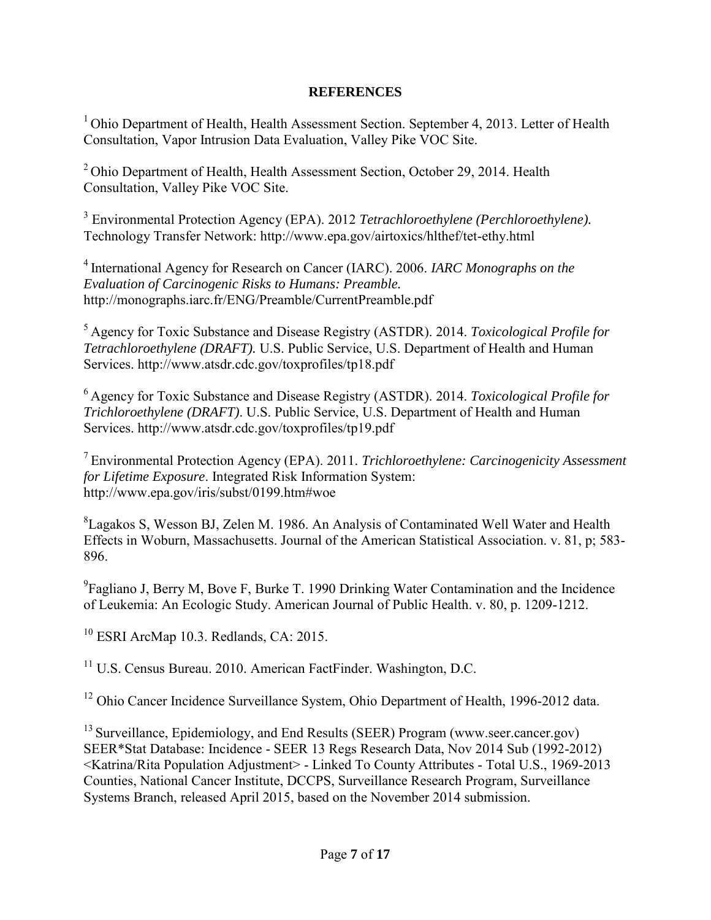## REFERENCES

[1] Ohio Department of Health, Health Assessment Section. September 4, 2013. Letter of Health Consultation, Vapor Intrusion Data Evaluation, Valley Pike VOC Site.

[2] Ohio Department of Health, Health Assessment Section, October 29, 2014. Health Consultation, Valley Pike VOC Site.

[3] Environmental Protection Agency (EPA). 2012 *Tetrachloroethylene (Perchloroethylene).* Technology Transfer Network: http://www.epa.gov/airtoxics/hlthef/tet-ethy.html

[4] International Agency for Research on Cancer (IARC). 2006. *IARC Monographs on the Evaluation of Carcinogenic Risks to Humans: Preamble.* http://monographs.iarc.fr/ENG/Preamble/CurrentPreamble.pdf

[5] Agency for Toxic Substance and Disease Registry (ASTDR). 2014. *Toxicological Profile for Tetrachloroethylene (DRAFT).* U.S. Public Service, U.S. Department of Health and Human Services. http://www.atsdr.cdc.gov/toxprofiles/tp18.pdf

[6] Agency for Toxic Substance and Disease Registry (ASTDR). 2014. *Toxicological Profile for Trichloroethylene (DRAFT).* U.S. Public Service, U.S. Department of Health and Human Services. http://www.atsdr.cdc.gov/toxprofiles/tp19.pdf

[7] Environmental Protection Agency (EPA). 2011. *Trichloroethylene: Carcinogenicity Assessment for Lifetime Exposure*. Integrated Risk Information System: http://www.epa.gov/iris/subst/0199.htm#woe

[8] Lagakos S, Wesson BJ, Zelen M. 1986. An Analysis of Contaminated Well Water and Health Effects in Woburn, Massachusetts. Journal of the American Statistical Association. v. 81, p; 583-896.

[9] Fagliano J, Berry M, Bove F, Burke T. 1990 Drinking Water Contamination and the Incidence of Leukemia: An Ecologic Study. American Journal of Public Health. v. 80, p. 1209-1212.

[10] ESRI ArcMap 10.3. Redlands, CA: 2015.

[11] U.S. Census Bureau. 2010. American FactFinder. Washington, D.C.

[12] Ohio Cancer Incidence Surveillance System, Ohio Department of Health, 1996-2012 data.

[13] Surveillance, Epidemiology, and End Results (SEER) Program (www.seer.cancer.gov) SEER*Stat Database: Incidence - SEER 13 Regs Research Data, Nov 2014 Sub (1992-2012) <Katrina/Rita Population Adjustment> - Linked To County Attributes - Total U.S., 1969-2013 Counties, National Cancer Institute, DCCPS, Surveillance Research Program, Surveillance Systems Branch, released April 2015, based on the November 2014 submission.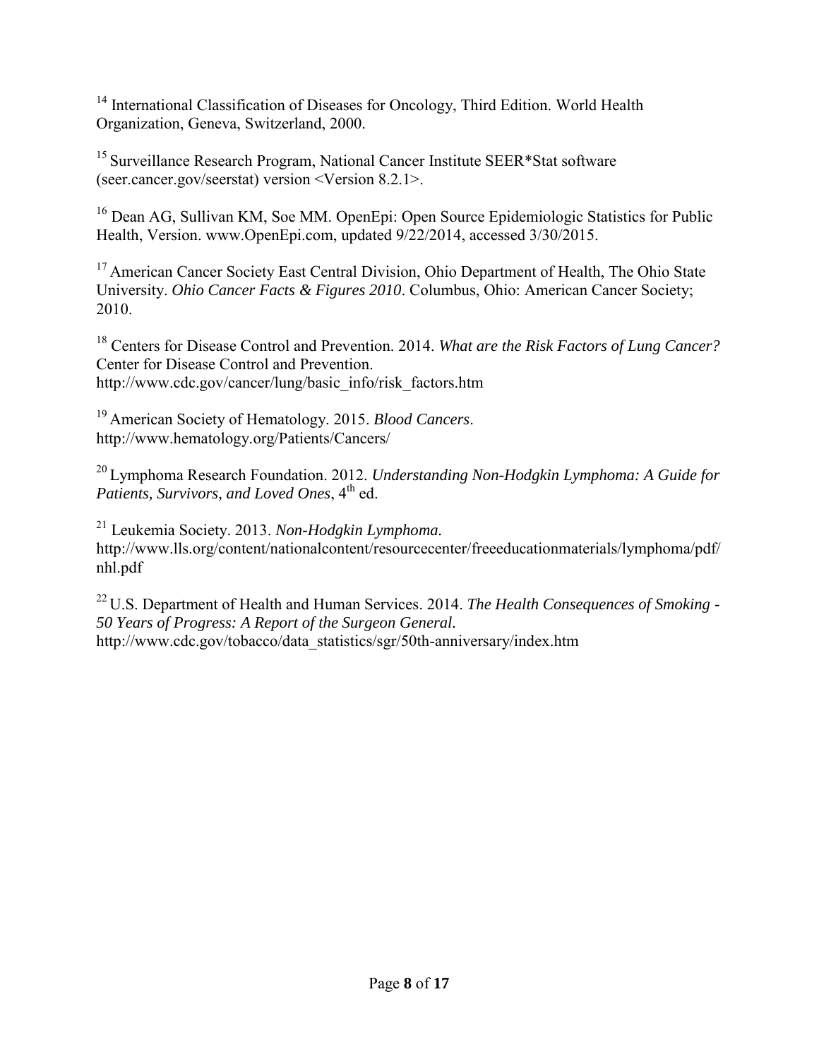[14] International Classification of Diseases for Oncology, Third Edition. World Health Organization, Geneva, Switzerland, 2000.

[15] Surveillance Research Program, National Cancer Institute SEER*Stat software (seer.cancer.gov/seerstat) version <Version 8.2.1>.

[16] Dean AG, Sullivan KM, Soe MM. OpenEpi: Open Source Epidemiologic Statistics for Public Health, Version. www.OpenEpi.com, updated 9/22/2014, accessed 3/30/2015.

[17] American Cancer Society East Central Division, Ohio Department of Health, The Ohio State University. *Ohio Cancer Facts & Figures 2010*. Columbus, Ohio: American Cancer Society; 2010.

[18] Centers for Disease Control and Prevention. 2014. *What are the Risk Factors of Lung Cancer?* Center for Disease Control and Prevention. http://www.cdc.gov/cancer/lung/basic_info/risk_factors.htm

[19] American Society of Hematology. 2015. *Blood Cancers*. http://www.hematology.org/Patients/Cancers/

[20] Lymphoma Research Foundation. 2012. *Understanding Non-Hodgkin Lymphoma: A Guide for Patients, Survivors, and Loved Ones*, 4th ed.

[21] Leukemia Society. 2013. *Non-Hodgkin Lymphoma.* http://www.lls.org/content/nationalcontent/resourcecenter/freeeducationmaterials/lymphoma/pdf/nhl.pdf

[22] U.S. Department of Health and Human Services. 2014. *The Health Consequences of Smoking - 50 Years of Progress: A Report of the Surgeon General*. http://www.cdc.gov/tobacco/data_statistics/sgr/50th-anniversary/index.htm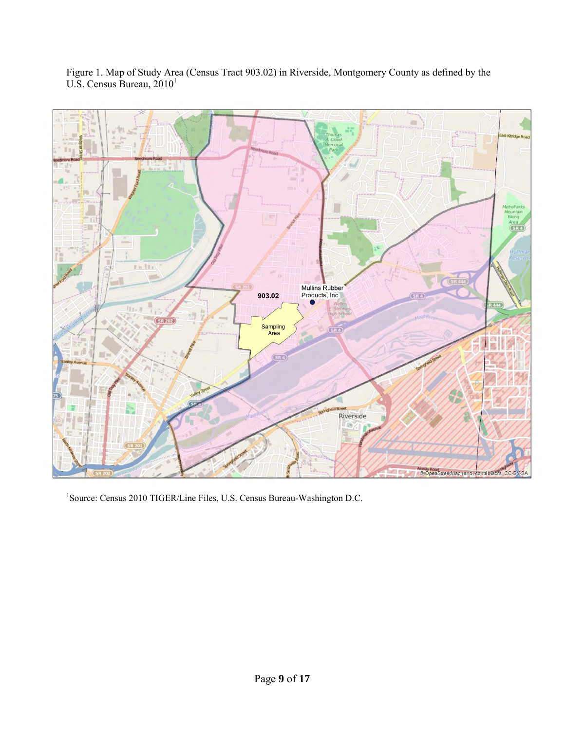Figure 1. Map of Study Area (Census Tract 903.02) in Riverside, Montgomery County as defined by the U.S. Census Bureau, 2010[1]

[1]Source: Census 2010 TIGER/Line Files, U.S. Census Bureau-Washington D.C.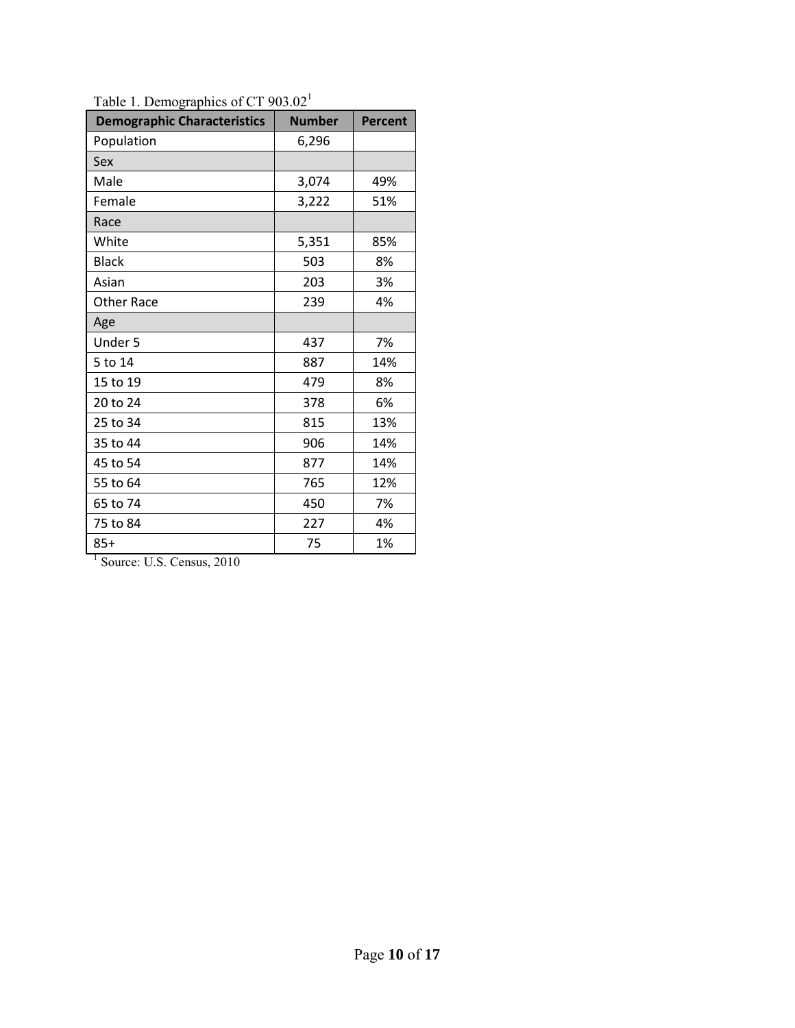Table 1. Demographics of CT 903.02[1]

| Demographic Characteristics | Number | Percent |
| --- | --- | --- |
| Population | 6,296 | |
| Sex | | |
| Male | 3,074 | 49% |
| Female | 3,222 | 51% |
| Race | | |
| White | 5,351 | 85% |
| Black | 503 | 8% |
| Asian | 203 | 3% |
| Other Race | 239 | 4% |
| Age | | |
| Under 5 | 437 | 7% |
| 5 to 14 | 887 | 14% |
| 15 to 19 | 479 | 8% |
| 20 to 24 | 378 | 6% |
| 25 to 34 | 815 | 13% |
| 35 to 44 | 906 | 14% |
| 45 to 54 | 877 | 14% |
| 55 to 64 | 765 | 12% |
| 65 to 74 | 450 | 7% |
| 75 to 84 | 227 | 4% |
| 85+ | 75 | 1% |

[1] Source: U.S. Census, 2010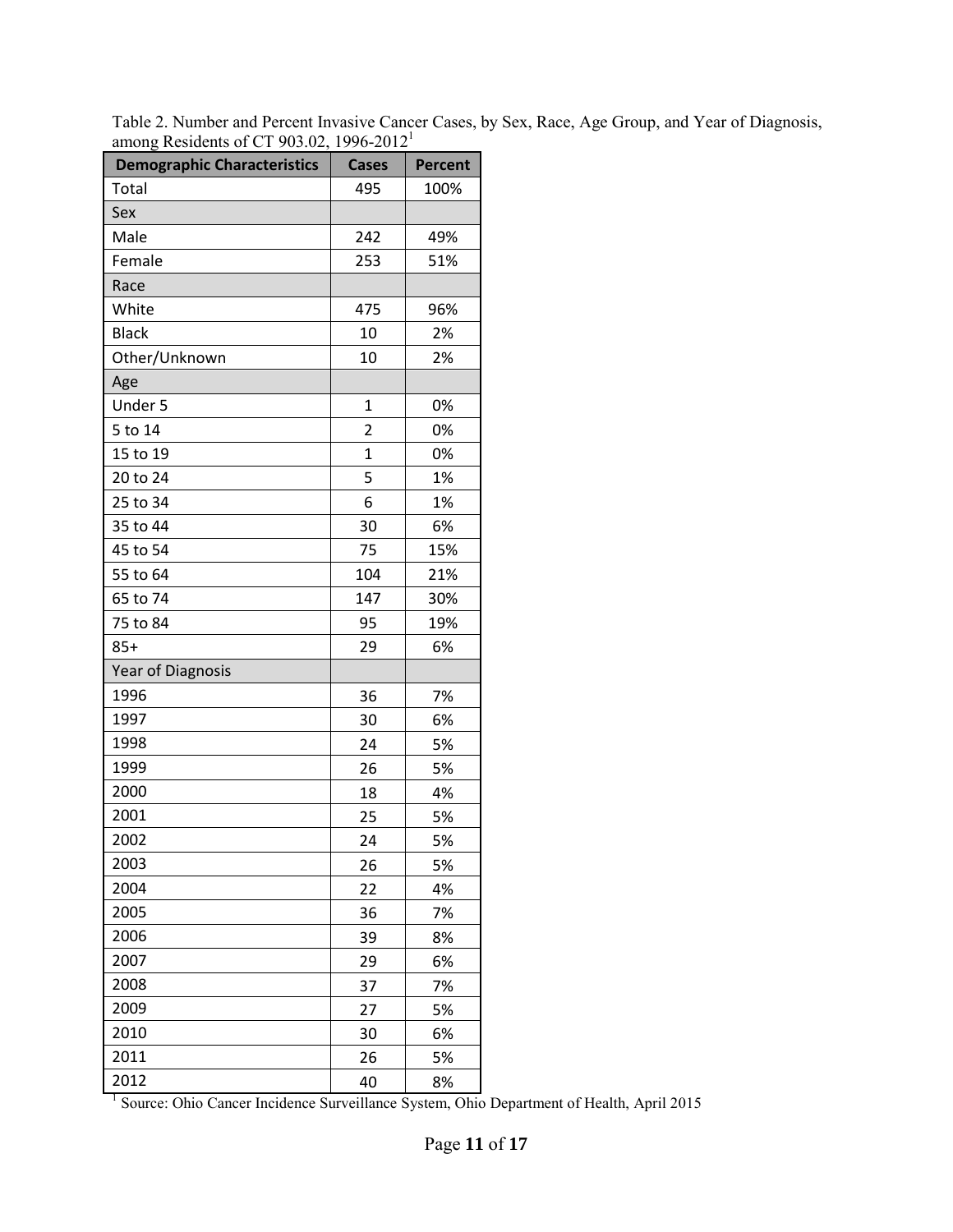Table 2. Number and Percent Invasive Cancer Cases, by Sex, Race, Age Group, and Year of Diagnosis, among Residents of CT 903.02, 1996-2012[1]

| Demographic Characteristics | Cases | Percent |
|---|---|---|
| Total | 495 | 100% |
| Sex | | |
| Male | 242 | 49% |
| Female | 253 | 51% |
| Race | | |
| White | 475 | 96% |
| Black | 10 | 2% |
| Other/Unknown | 10 | 2% |
| Age | | |
| Under 5 | 1 | 0% |
| 5 to 14 | 2 | 0% |
| 15 to 19 | 1 | 0% |
| 20 to 24 | 5 | 1% |
| 25 to 34 | 6 | 1% |
| 35 to 44 | 30 | 6% |
| 45 to 54 | 75 | 15% |
| 55 to 64 | 104 | 21% |
| 65 to 74 | 147 | 30% |
| 75 to 84 | 95 | 19% |
| 85+ | 29 | 6% |
| Year of Diagnosis | | |
| 1996 | 36 | 7% |
| 1997 | 30 | 6% |
| 1998 | 24 | 5% |
| 1999 | 26 | 5% |
| 2000 | 18 | 4% |
| 2001 | 25 | 5% |
| 2002 | 24 | 5% |
| 2003 | 26 | 5% |
| 2004 | 22 | 4% |
| 2005 | 36 | 7% |
| 2006 | 39 | 8% |
| 2007 | 29 | 6% |
| 2008 | 37 | 7% |
| 2009 | 27 | 5% |
| 2010 | 30 | 6% |
| 2011 | 26 | 5% |
| 2012 | 40 | 8% |

[1] Source: Ohio Cancer Incidence Surveillance System, Ohio Department of Health, April 2015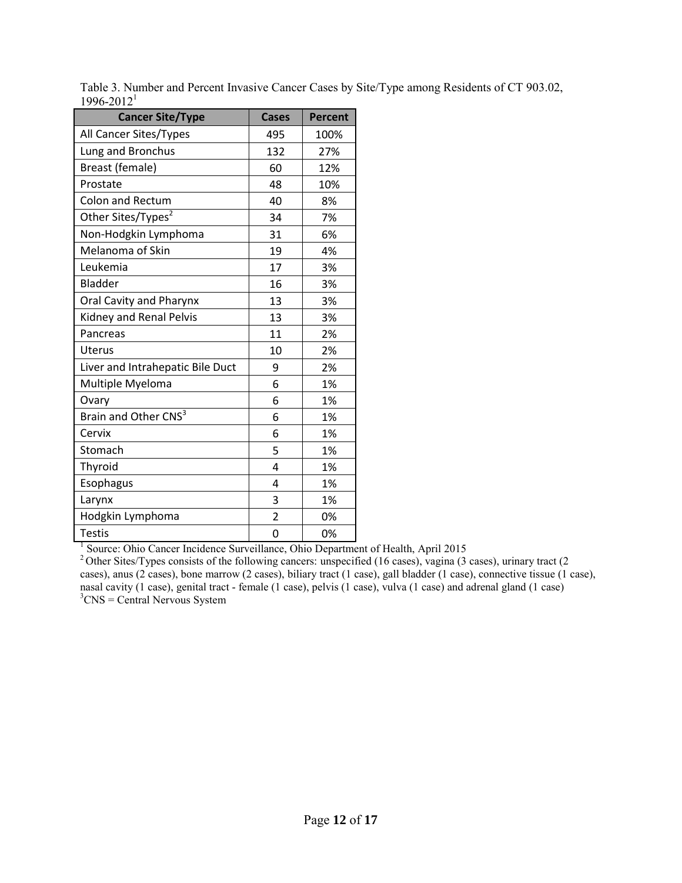Table 3. Number and Percent Invasive Cancer Cases by Site/Type among Residents of CT 903.02, 1996-2012[1]

| Cancer Site/Type | Cases | Percent |
|---|---|---|
| All Cancer Sites/Types | 495 | 100% |
| Lung and Bronchus | 132 | 27% |
| Breast (female) | 60 | 12% |
| Prostate | 48 | 10% |
| Colon and Rectum | 40 | 8% |
| Other Sites/Types[2] | 34 | 7% |
| Non-Hodgkin Lymphoma | 31 | 6% |
| Melanoma of Skin | 19 | 4% |
| Leukemia | 17 | 3% |
| Bladder | 16 | 3% |
| Oral Cavity and Pharynx | 13 | 3% |
| Kidney and Renal Pelvis | 13 | 3% |
| Pancreas | 11 | 2% |
| Uterus | 10 | 2% |
| Liver and Intrahepatic Bile Duct | 9 | 2% |
| Multiple Myeloma | 6 | 1% |
| Ovary | 6 | 1% |
| Brain and Other CNS[3] | 6 | 1% |
| Cervix | 6 | 1% |
| Stomach | 5 | 1% |
| Thyroid | 4 | 1% |
| Esophagus | 4 | 1% |
| Larynx | 3 | 1% |
| Hodgkin Lymphoma | 2 | 0% |
| Testis | 0 | 0% |

[1] Source: Ohio Cancer Incidence Surveillance, Ohio Department of Health, April 2015

[2] Other Sites/Types consists of the following cancers: unspecified (16 cases), vagina (3 cases), urinary tract (2 cases), anus (2 cases), bone marrow (2 cases), biliary tract (1 case), gall bladder (1 case), connective tissue (1 case), nasal cavity (1 case), genital tract - female (1 case), pelvis (1 case), vulva (1 case) and adrenal gland (1 case)

[3] CNS = Central Nervous System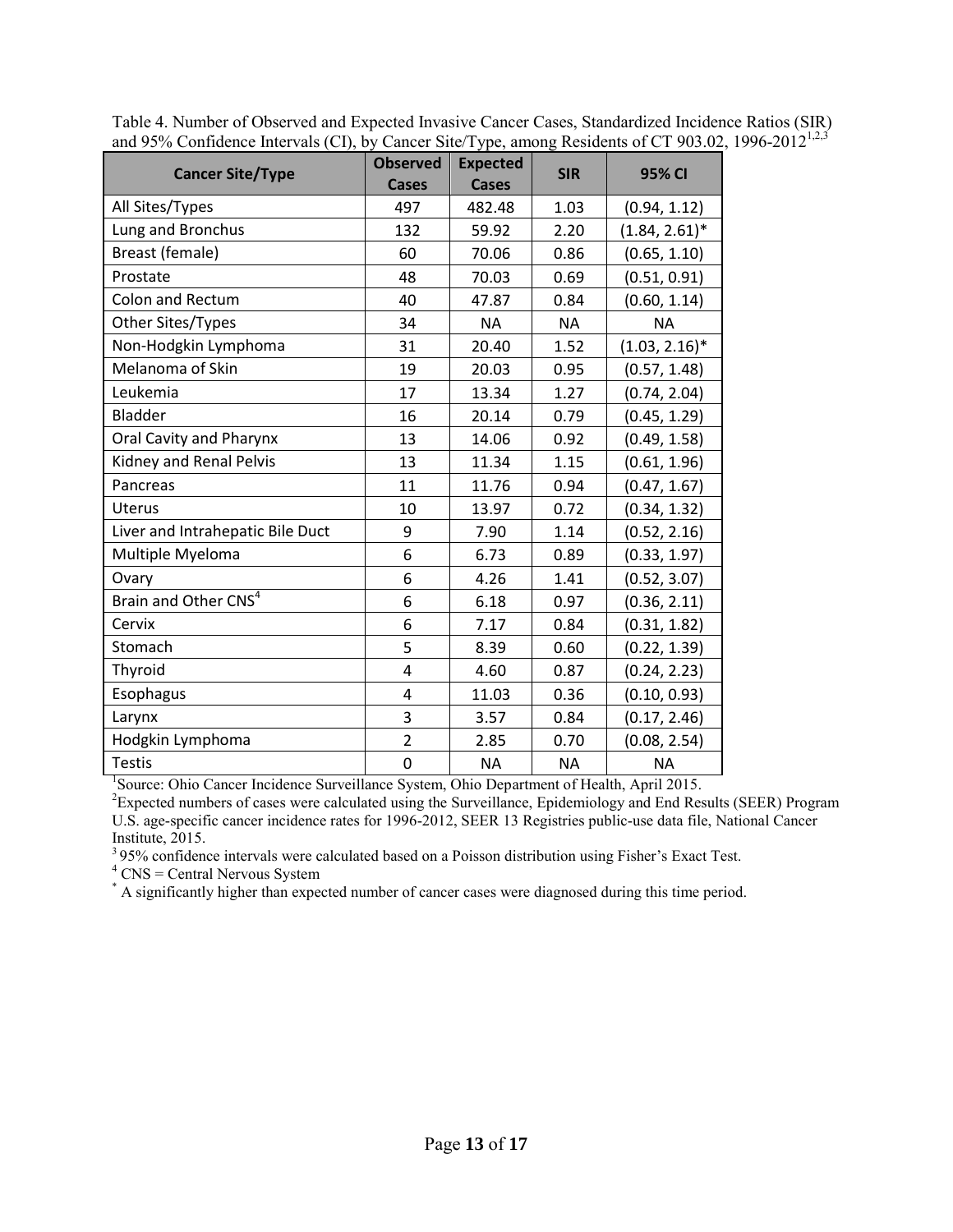Table 4. Number of Observed and Expected Invasive Cancer Cases, Standardized Incidence Ratios (SIR) and 95% Confidence Intervals (CI), by Cancer Site/Type, among Residents of CT 903.02, 1996-2012[1,2,3]

| Cancer Site/Type | Observed Cases | Expected Cases | SIR | 95% CI |
|---|---|---|---|---|
| All Sites/Types | 497 | 482.48 | 1.03 | (0.94, 1.12) |
| Lung and Bronchus | 132 | 59.92 | 2.20 | (1.84, 2.61)* |
| Breast (female) | 60 | 70.06 | 0.86 | (0.65, 1.10) |
| Prostate | 48 | 70.03 | 0.69 | (0.51, 0.91) |
| Colon and Rectum | 40 | 47.87 | 0.84 | (0.60, 1.14) |
| Other Sites/Types | 34 | NA | NA | NA |
| Non-Hodgkin Lymphoma | 31 | 20.40 | 1.52 | (1.03, 2.16)* |
| Melanoma of Skin | 19 | 20.03 | 0.95 | (0.57, 1.48) |
| Leukemia | 17 | 13.34 | 1.27 | (0.74, 2.04) |
| Bladder | 16 | 20.14 | 0.79 | (0.45, 1.29) |
| Oral Cavity and Pharynx | 13 | 14.06 | 0.92 | (0.49, 1.58) |
| Kidney and Renal Pelvis | 13 | 11.34 | 1.15 | (0.61, 1.96) |
| Pancreas | 11 | 11.76 | 0.94 | (0.47, 1.67) |
| Uterus | 10 | 13.97 | 0.72 | (0.34, 1.32) |
| Liver and Intrahepatic Bile Duct | 9 | 7.90 | 1.14 | (0.52, 2.16) |
| Multiple Myeloma | 6 | 6.73 | 0.89 | (0.33, 1.97) |
| Ovary | 6 | 4.26 | 1.41 | (0.52, 3.07) |
| Brain and Other CNS[4] | 6 | 6.18 | 0.97 | (0.36, 2.11) |
| Cervix | 6 | 7.17 | 0.84 | (0.31, 1.82) |
| Stomach | 5 | 8.39 | 0.60 | (0.22, 1.39) |
| Thyroid | 4 | 4.60 | 0.87 | (0.24, 2.23) |
| Esophagus | 4 | 11.03 | 0.36 | (0.10, 0.93) |
| Larynx | 3 | 3.57 | 0.84 | (0.17, 2.46) |
| Hodgkin Lymphoma | 2 | 2.85 | 0.70 | (0.08, 2.54) |
| Testis | 0 | NA | NA | NA |

[1]Source: Ohio Cancer Incidence Surveillance System, Ohio Department of Health, April 2015.

[2]Expected numbers of cases were calculated using the Surveillance, Epidemiology and End Results (SEER) Program U.S. age-specific cancer incidence rates for 1996-2012, SEER 13 Registries public-use data file, National Cancer Institute, 2015.

[3]95% confidence intervals were calculated based on a Poisson distribution using Fisher's Exact Test.

[4]CNS = Central Nervous System

[*]A significantly higher than expected number of cancer cases were diagnosed during this time period.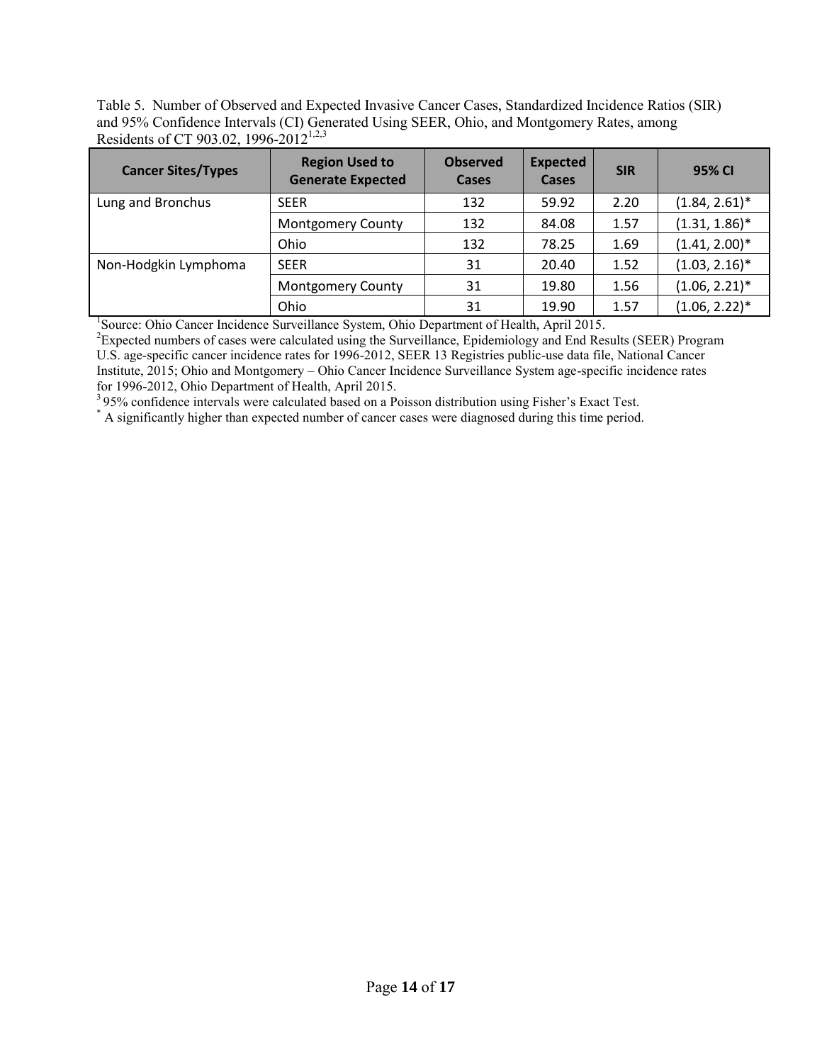Table 5. Number of Observed and Expected Invasive Cancer Cases, Standardized Incidence Ratios (SIR) and 95% Confidence Intervals (CI) Generated Using SEER, Ohio, and Montgomery Rates, among Residents of CT 903.02, 1996-2012[1,2,3]

| Cancer Sites/Types | Region Used to Generate Expected | Observed Cases | Expected Cases | SIR | 95% CI |
|---|---|---|---|---|---|
| Lung and Bronchus | SEER | 132 | 59.92 | 2.20 | (1.84, 2.61)* |
| | Montgomery County | 132 | 84.08 | 1.57 | (1.31, 1.86)* |
| | Ohio | 132 | 78.25 | 1.69 | (1.41, 2.00)* |
| Non-Hodgkin Lymphoma | SEER | 31 | 20.40 | 1.52 | (1.03, 2.16)* |
| | Montgomery County | 31 | 19.80 | 1.56 | (1.06, 2.21)* |
| | Ohio | 31 | 19.90 | 1.57 | (1.06, 2.22)* |

[1]Source: Ohio Cancer Incidence Surveillance System, Ohio Department of Health, April 2015.
[2]Expected numbers of cases were calculated using the Surveillance, Epidemiology and End Results (SEER) Program U.S. age-specific cancer incidence rates for 1996-2012, SEER 13 Registries public-use data file, National Cancer Institute, 2015; Ohio and Montgomery – Ohio Cancer Incidence Surveillance System age-specific incidence rates for 1996-2012, Ohio Department of Health, April 2015.
[3] 95% confidence intervals were calculated based on a Poisson distribution using Fisher's Exact Test.
[*] A significantly higher than expected number of cancer cases were diagnosed during this time period.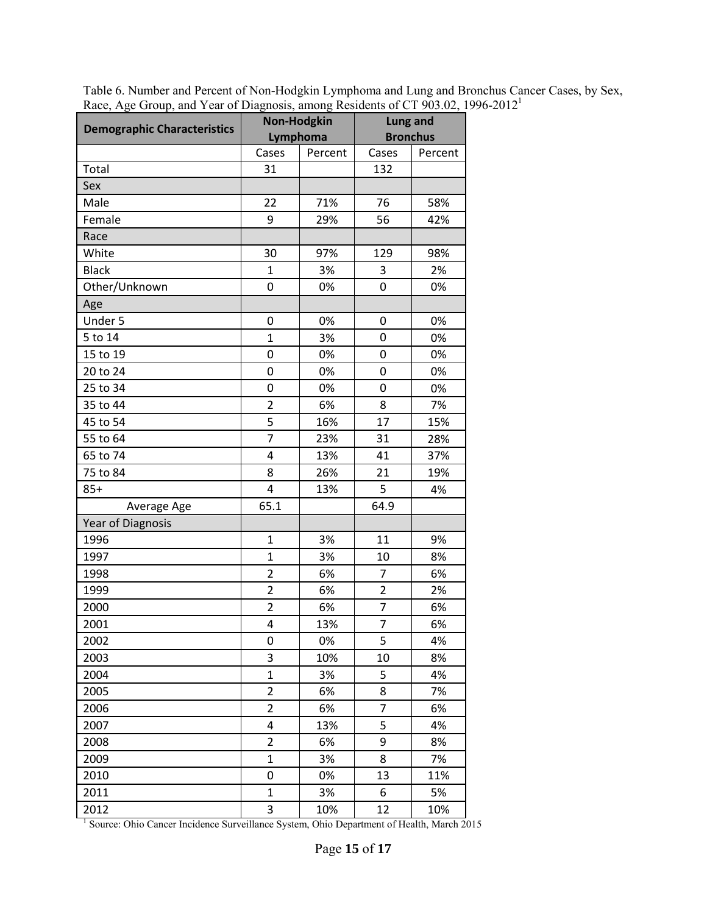Table 6. Number and Percent of Non-Hodgkin Lymphoma and Lung and Bronchus Cancer Cases, by Sex, Race, Age Group, and Year of Diagnosis, among Residents of CT 903.02, 1996-2012[1]

| Demographic Characteristics | Non-Hodgkin Lymphoma | | Lung and Bronchus | |
|---|---|---|---|---|
| | Cases | Percent | Cases | Percent |
| Total | 31 | | 132 | |
| Sex | | | | |
| Male | 22 | 71% | 76 | 58% |
| Female | 9 | 29% | 56 | 42% |
| Race | | | | |
| White | 30 | 97% | 129 | 98% |
| Black | 1 | 3% | 3 | 2% |
| Other/Unknown | 0 | 0% | 0 | 0% |
| Age | | | | |
| Under 5 | 0 | 0% | 0 | 0% |
| 5 to 14 | 1 | 3% | 0 | 0% |
| 15 to 19 | 0 | 0% | 0 | 0% |
| 20 to 24 | 0 | 0% | 0 | 0% |
| 25 to 34 | 0 | 0% | 0 | 0% |
| 35 to 44 | 2 | 6% | 8 | 7% |
| 45 to 54 | 5 | 16% | 17 | 15% |
| 55 to 64 | 7 | 23% | 31 | 28% |
| 65 to 74 | 4 | 13% | 41 | 37% |
| 75 to 84 | 8 | 26% | 21 | 19% |
| 85+ | 4 | 13% | 5 | 4% |
| Average Age | 65.1 | | 64.9 | |
| Year of Diagnosis | | | | |
| 1996 | 1 | 3% | 11 | 9% |
| 1997 | 1 | 3% | 10 | 8% |
| 1998 | 2 | 6% | 7 | 6% |
| 1999 | 2 | 6% | 2 | 2% |
| 2000 | 2 | 6% | 7 | 6% |
| 2001 | 4 | 13% | 7 | 6% |
| 2002 | 0 | 0% | 5 | 4% |
| 2003 | 3 | 10% | 10 | 8% |
| 2004 | 1 | 3% | 5 | 4% |
| 2005 | 2 | 6% | 8 | 7% |
| 2006 | 2 | 6% | 7 | 6% |
| 2007 | 4 | 13% | 5 | 4% |
| 2008 | 2 | 6% | 9 | 8% |
| 2009 | 1 | 3% | 8 | 7% |
| 2010 | 0 | 0% | 13 | 11% |
| 2011 | 1 | 3% | 6 | 5% |
| 2012 | 3 | 10% | 12 | 10% |

[1] Source: Ohio Cancer Incidence Surveillance System, Ohio Department of Health, March 2015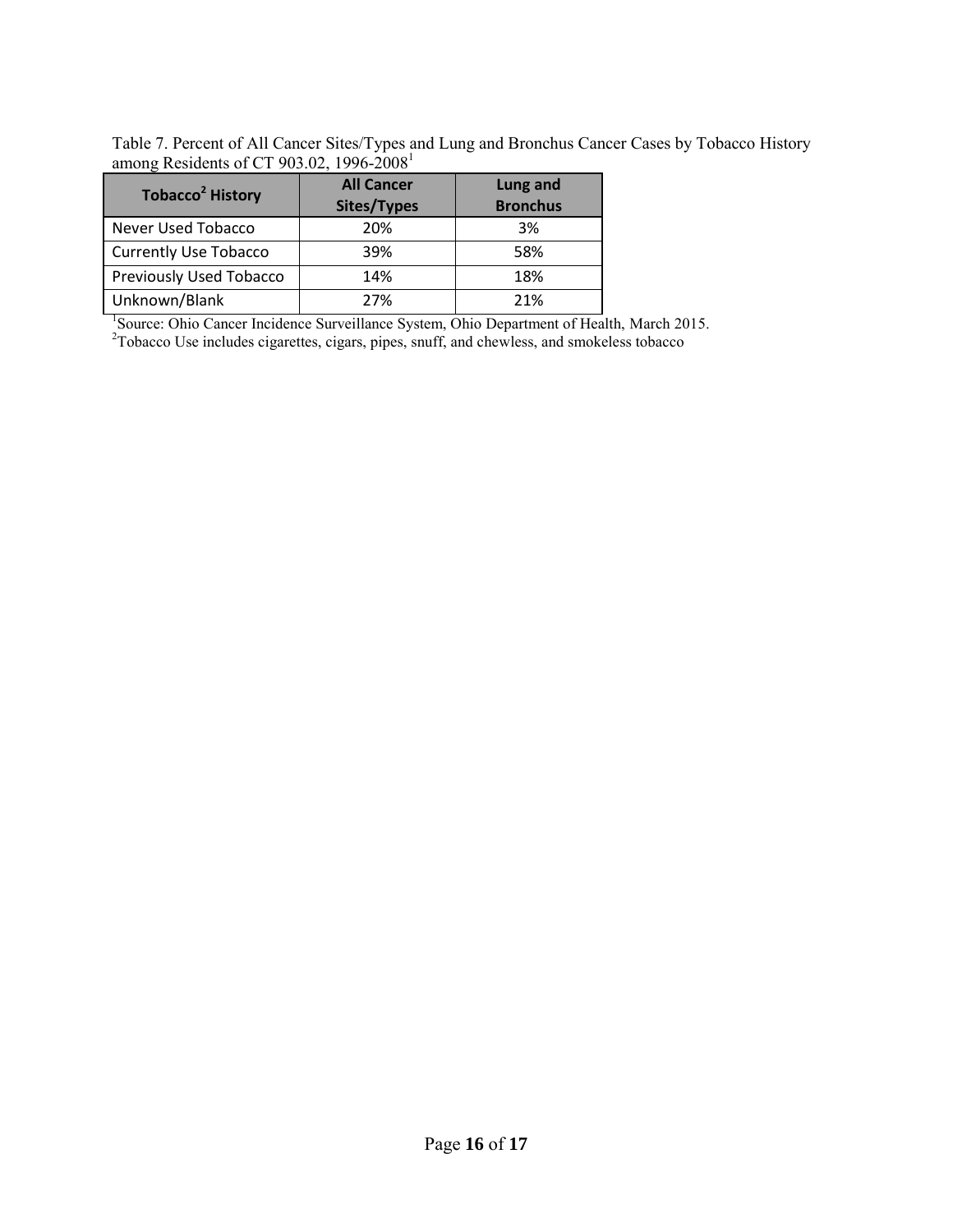Table 7. Percent of All Cancer Sites/Types and Lung and Bronchus Cancer Cases by Tobacco History among Residents of CT 903.02, 1996-2008[1]

| Tobacco[2] History | All Cancer Sites/Types | Lung and Bronchus |
|---|---|---|
| Never Used Tobacco | 20% | 3% |
| Currently Use Tobacco | 39% | 58% |
| Previously Used Tobacco | 14% | 18% |
| Unknown/Blank | 27% | 21% |

[1]Source: Ohio Cancer Incidence Surveillance System, Ohio Department of Health, March 2015.
[2]Tobacco Use includes cigarettes, cigars, pipes, snuff, and chewless, and smokeless tobacco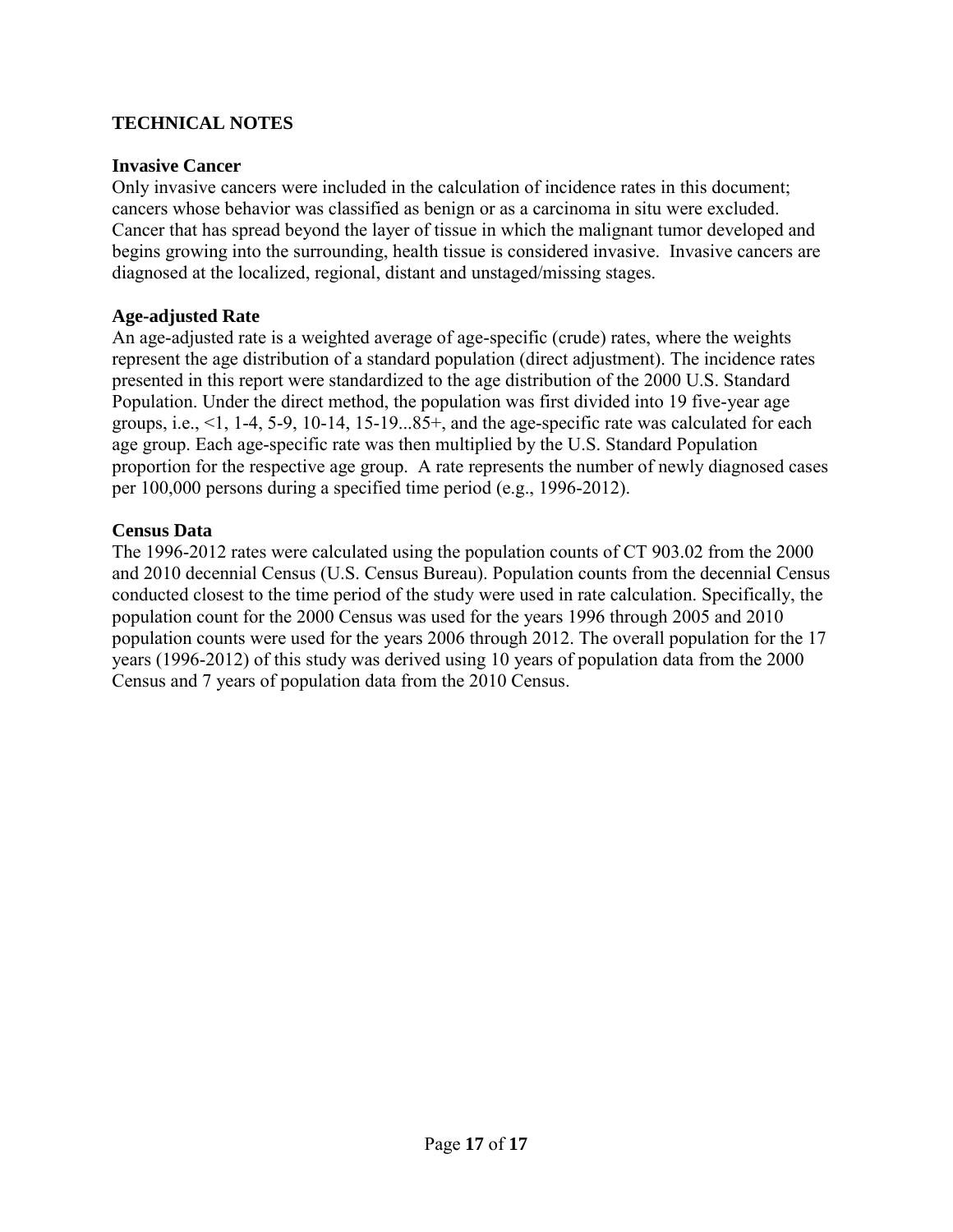## TECHNICAL NOTES

### Invasive Cancer

Only invasive cancers were included in the calculation of incidence rates in this document; cancers whose behavior was classified as benign or as a carcinoma in situ were excluded. Cancer that has spread beyond the layer of tissue in which the malignant tumor developed and begins growing into the surrounding, health tissue is considered invasive. Invasive cancers are diagnosed at the localized, regional, distant and unstaged/missing stages.

### Age-adjusted Rate

An age-adjusted rate is a weighted average of age-specific (crude) rates, where the weights represent the age distribution of a standard population (direct adjustment). The incidence rates presented in this report were standardized to the age distribution of the 2000 U.S. Standard Population. Under the direct method, the population was first divided into 19 five-year age groups, i.e., <1, 1-4, 5-9, 10-14, 15-19...85+, and the age-specific rate was calculated for each age group. Each age-specific rate was then multiplied by the U.S. Standard Population proportion for the respective age group. A rate represents the number of newly diagnosed cases per 100,000 persons during a specified time period (e.g., 1996-2012).

### Census Data

The 1996-2012 rates were calculated using the population counts of CT 903.02 from the 2000 and 2010 decennial Census (U.S. Census Bureau). Population counts from the decennial Census conducted closest to the time period of the study were used in rate calculation. Specifically, the population count for the 2000 Census was used for the years 1996 through 2005 and 2010 population counts were used for the years 2006 through 2012. The overall population for the 17 years (1996-2012) of this study was derived using 10 years of population data from the 2000 Census and 7 years of population data from the 2010 Census.